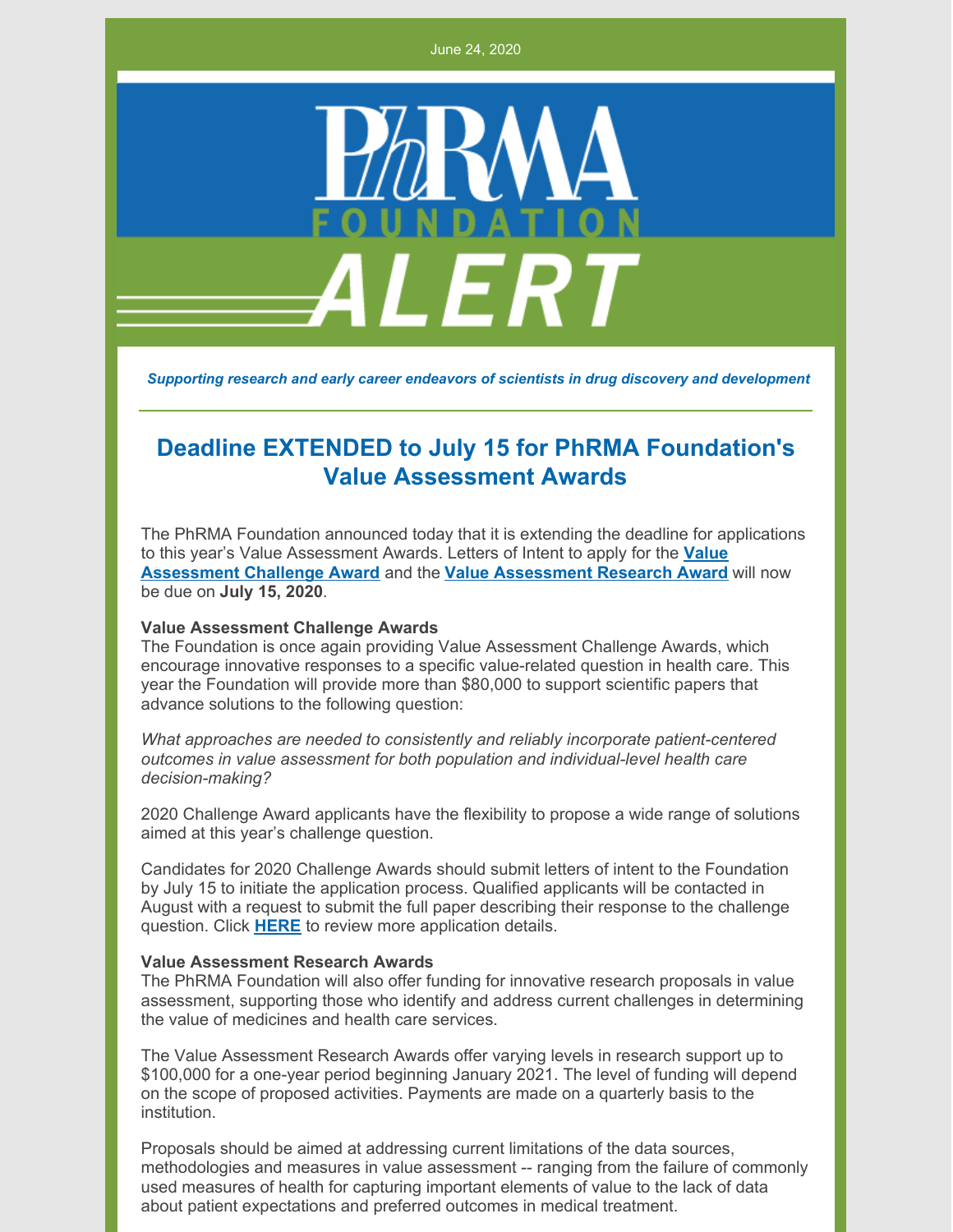June 24, 2020

PhRMA FOUNDATION ALERT

*Supporting research and early career endeavors of scientists in drug discovery and development*

## Deadline EXTENDED to July 15 for PhRMA Foundation's Value Assessment Awards

The PhRMA Foundation announced today that it is extending the deadline for applications to this year's Value Assessment Awards. Letters of Intent to apply for the **Value Assessment Challenge Award** and the **Value Assessment Research Award** will now be due on **July 15, 2020**.

**Value Assessment Challenge Awards**
The Foundation is once again providing Value Assessment Challenge Awards, which encourage innovative responses to a specific value-related question in health care. This year the Foundation will provide more than $80,000 to support scientific papers that advance solutions to the following question:

*What approaches are needed to consistently and reliably incorporate patient-centered outcomes in value assessment for both population and individual-level health care decision-making?*

2020 Challenge Award applicants have the flexibility to propose a wide range of solutions aimed at this year's challenge question.

Candidates for 2020 Challenge Awards should submit letters of intent to the Foundation by July 15 to initiate the application process. Qualified applicants will be contacted in August with a request to submit the full paper describing their response to the challenge question. Click **HERE** to review more application details.

**Value Assessment Research Awards**
The PhRMA Foundation will also offer funding for innovative research proposals in value assessment, supporting those who identify and address current challenges in determining the value of medicines and health care services.

The Value Assessment Research Awards offer varying levels in research support up to $100,000 for a one-year period beginning January 2021. The level of funding will depend on the scope of proposed activities. Payments are made on a quarterly basis to the institution.

Proposals should be aimed at addressing current limitations of the data sources, methodologies and measures in value assessment -- ranging from the failure of commonly used measures of health for capturing important elements of value to the lack of data about patient expectations and preferred outcomes in medical treatment.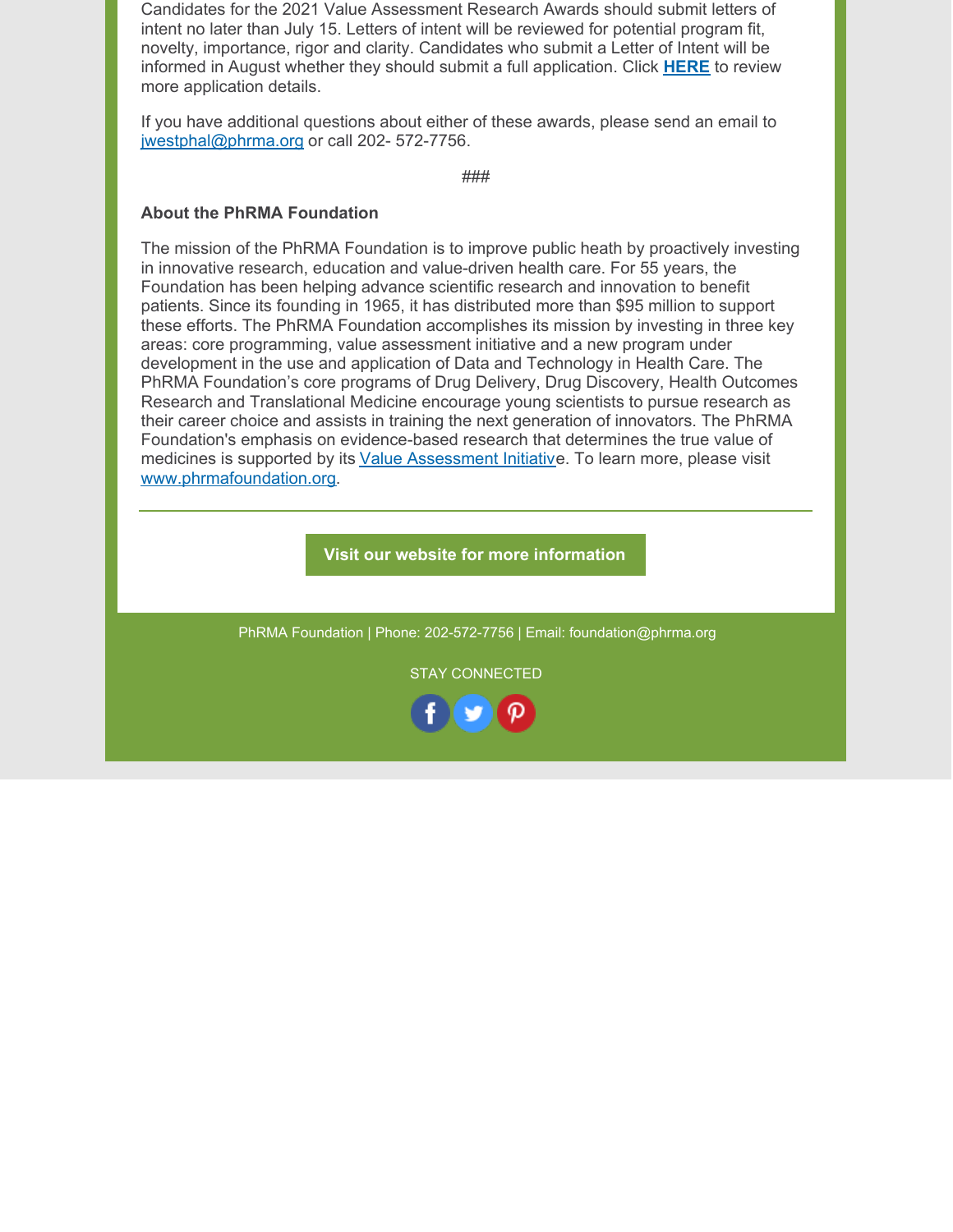Candidates for the 2021 Value Assessment Research Awards should submit letters of intent no later than July 15. Letters of intent will be reviewed for potential program fit, novelty, importance, rigor and clarity. Candidates who submit a Letter of Intent will be informed in August whether they should submit a full application. Click **HERE** to review more application details.

If you have additional questions about either of these awards, please send an email to jwestphal@phrma.org or call 202- 572-7756.

###

**About the PhRMA Foundation**

The mission of the PhRMA Foundation is to improve public heath by proactively investing in innovative research, education and value-driven health care. For 55 years, the Foundation has been helping advance scientific research and innovation to benefit patients. Since its founding in 1965, it has distributed more than $95 million to support these efforts. The PhRMA Foundation accomplishes its mission by investing in three key areas: core programming, value assessment initiative and a new program under development in the use and application of Data and Technology in Health Care. The PhRMA Foundation's core programs of Drug Delivery, Drug Discovery, Health Outcomes Research and Translational Medicine encourage young scientists to pursue research as their career choice and assists in training the next generation of innovators. The PhRMA Foundation's emphasis on evidence-based research that determines the true value of medicines is supported by its Value Assessment Initiative. To learn more, please visit www.phrmafoundation.org.

---

**Visit our website for more information**

PhRMA Foundation | Phone: 202-572-7756 | Email: foundation@phrma.org

STAY CONNECTED